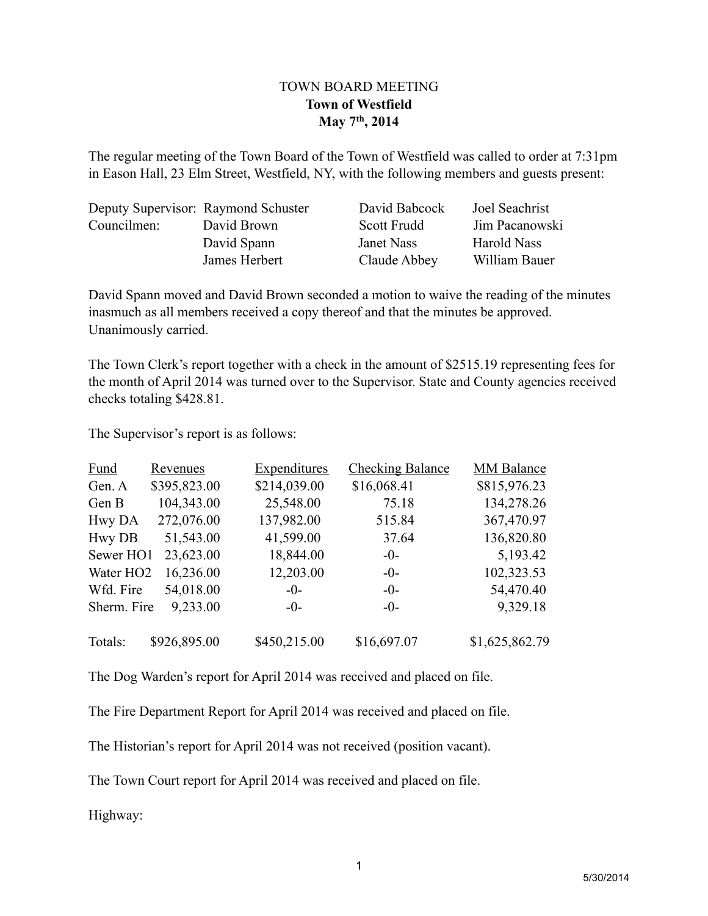TOWN BOARD MEETING

**Town of Westfield**

**May 7th, 2014**

The regular meeting of the Town Board of the Town of Westfield was called to order at 7:31pm in Eason Hall, 23 Elm Street, Westfield, NY, with the following members and guests present:

| | | | |
|---|---|---|---|
| Deputy Supervisor: | Raymond Schuster | David Babcock | Joel Seachrist |
| Councilmen: | David Brown | Scott Frudd | Jim Pacanowski |
| | David Spann | Janet Nass | Harold Nass |
| | James Herbert | Claude Abbey | William Bauer |

David Spann moved and David Brown seconded a motion to waive the reading of the minutes inasmuch as all members received a copy thereof and that the minutes be approved. Unanimously carried.

The Town Clerk's report together with a check in the amount of $2515.19 representing fees for the month of April 2014 was turned over to the Supervisor. State and County agencies received checks totaling $428.81.

The Supervisor's report is as follows:

| Fund | Revenues | Expenditures | Checking Balance | MM Balance |
|---|---|---|---|---|
| Gen. A | $395,823.00 | $214,039.00 | $16,068.41 | $815,976.23 |
| Gen B | 104,343.00 | 25,548.00 | 75.18 | 134,278.26 |
| Hwy DA | 272,076.00 | 137,982.00 | 515.84 | 367,470.97 |
| Hwy DB | 51,543.00 | 41,599.00 | 37.64 | 136,820.80 |
| Sewer HO1 | 23,623.00 | 18,844.00 | -0- | 5,193.42 |
| Water HO2 | 16,236.00 | 12,203.00 | -0- | 102,323.53 |
| Wfd. Fire | 54,018.00 | -0- | -0- | 54,470.40 |
| Sherm. Fire | 9,233.00 | -0- | -0- | 9,329.18 |
| Totals: | $926,895.00 | $450,215.00 | $16,697.07 | $1,625,862.79 |

The Dog Warden's report for April 2014 was received and placed on file.

The Fire Department Report for April 2014 was received and placed on file.

The Historian's report for April 2014 was not received (position vacant).

The Town Court report for April 2014 was received and placed on file.

Highway: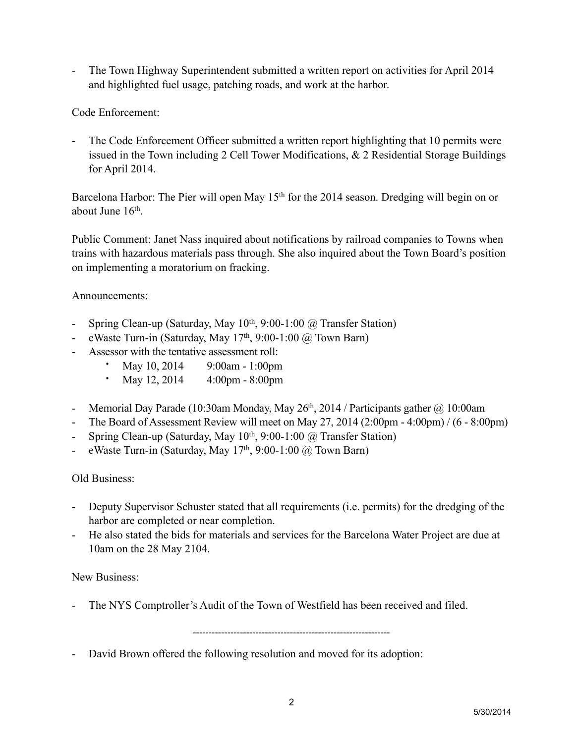- The Town Highway Superintendent submitted a written report on activities for April 2014 and highlighted fuel usage, patching roads, and work at the harbor.

Code Enforcement:

- The Code Enforcement Officer submitted a written report highlighting that 10 permits were issued in the Town including 2 Cell Tower Modifications, & 2 Residential Storage Buildings for April 2014.

Barcelona Harbor: The Pier will open May 15th for the 2014 season. Dredging will begin on or about June 16th.

Public Comment: Janet Nass inquired about notifications by railroad companies to Towns when trains with hazardous materials pass through. She also inquired about the Town Board's position on implementing a moratorium on fracking.

Announcements:

- Spring Clean-up (Saturday, May 10th, 9:00-1:00 @ Transfer Station)
- eWaste Turn-in (Saturday, May 17th, 9:00-1:00 @ Town Barn)
- Assessor with the tentative assessment roll:
  - May 10, 2014 9:00am - 1:00pm
  - May 12, 2014 4:00pm - 8:00pm

- Memorial Day Parade (10:30am Monday, May 26th, 2014 / Participants gather @ 10:00am
- The Board of Assessment Review will meet on May 27, 2014 (2:00pm - 4:00pm) / (6 - 8:00pm)
- Spring Clean-up (Saturday, May 10th, 9:00-1:00 @ Transfer Station)
- eWaste Turn-in (Saturday, May 17th, 9:00-1:00 @ Town Barn)

Old Business:

- Deputy Supervisor Schuster stated that all requirements (i.e. permits) for the dredging of the harbor are completed or near completion.
- He also stated the bids for materials and services for the Barcelona Water Project are due at 10am on the 28 May 2104.

New Business:

- The NYS Comptroller's Audit of the Town of Westfield has been received and filed.

---

- David Brown offered the following resolution and moved for its adoption: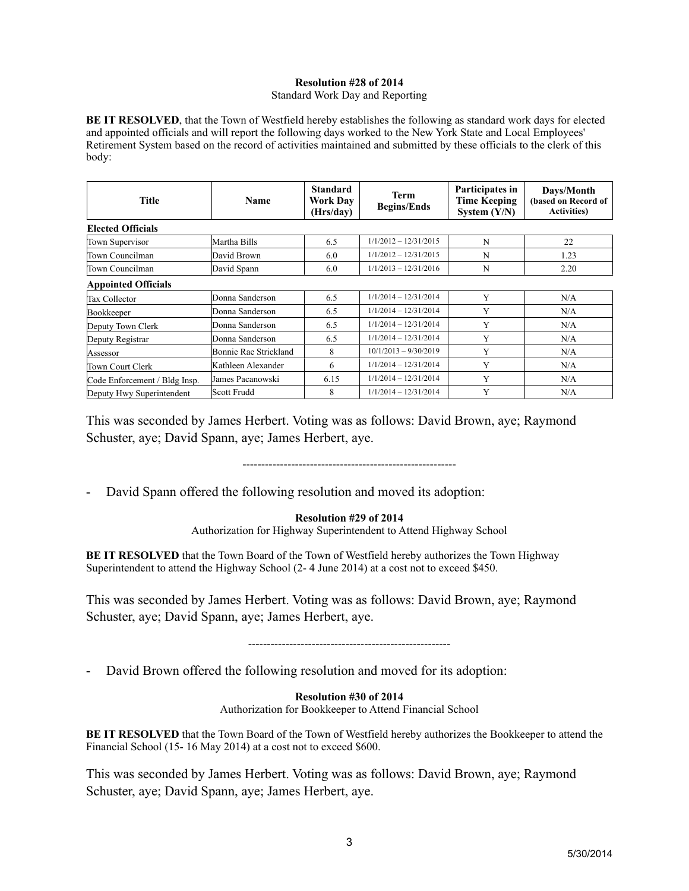**Resolution #28 of 2014**
Standard Work Day and Reporting

**BE IT RESOLVED**, that the Town of Westfield hereby establishes the following as standard work days for elected and appointed officials and will report the following days worked to the New York State and Local Employees' Retirement System based on the record of activities maintained and submitted by these officials to the clerk of this body:

| Title | Name | Standard Work Day (Hrs/day) | Term Begins/Ends | Participates in Time Keeping System (Y/N) | Days/Month (based on Record of Activities) |
|---|---|---|---|---|---|
| **Elected Officials** | | | | | |
| Town Supervisor | Martha Bills | 6.5 | 1/1/2012 – 12/31/2015 | N | 22 |
| Town Councilman | David Brown | 6.0 | 1/1/2012 – 12/31/2015 | N | 1.23 |
| Town Councilman | David Spann | 6.0 | 1/1/2013 – 12/31/2016 | N | 2.20 |
| **Appointed Officials** | | | | | |
| Tax Collector | Donna Sanderson | 6.5 | 1/1/2014 – 12/31/2014 | Y | N/A |
| Bookkeeper | Donna Sanderson | 6.5 | 1/1/2014 – 12/31/2014 | Y | N/A |
| Deputy Town Clerk | Donna Sanderson | 6.5 | 1/1/2014 – 12/31/2014 | Y | N/A |
| Deputy Registrar | Donna Sanderson | 6.5 | 1/1/2014 – 12/31/2014 | Y | N/A |
| Assessor | Bonnie Rae Strickland | 8 | 10/1/2013 – 9/30/2019 | Y | N/A |
| Town Court Clerk | Kathleen Alexander | 6 | 1/1/2014 – 12/31/2014 | Y | N/A |
| Code Enforcement / Bldg Insp. | James Pacanowski | 6.15 | 1/1/2014 – 12/31/2014 | Y | N/A |
| Deputy Hwy Superintendent | Scott Frudd | 8 | 1/1/2014 – 12/31/2014 | Y | N/A |

This was seconded by James Herbert. Voting was as follows: David Brown, aye; Raymond Schuster, aye; David Spann, aye; James Herbert, aye.

---------------------------------------------------------

- David Spann offered the following resolution and moved its adoption:

**Resolution #29 of 2014**
Authorization for Highway Superintendent to Attend Highway School

**BE IT RESOLVED** that the Town Board of the Town of Westfield hereby authorizes the Town Highway Superintendent to attend the Highway School (2- 4 June 2014) at a cost not to exceed $450.

This was seconded by James Herbert. Voting was as follows: David Brown, aye; Raymond Schuster, aye; David Spann, aye; James Herbert, aye.

------------------------------------------------------

- David Brown offered the following resolution and moved for its adoption:

**Resolution #30 of 2014**
Authorization for Bookkeeper to Attend Financial School

**BE IT RESOLVED** that the Town Board of the Town of Westfield hereby authorizes the Bookkeeper to attend the Financial School (15- 16 May 2014) at a cost not to exceed $600.

This was seconded by James Herbert. Voting was as follows: David Brown, aye; Raymond Schuster, aye; David Spann, aye; James Herbert, aye.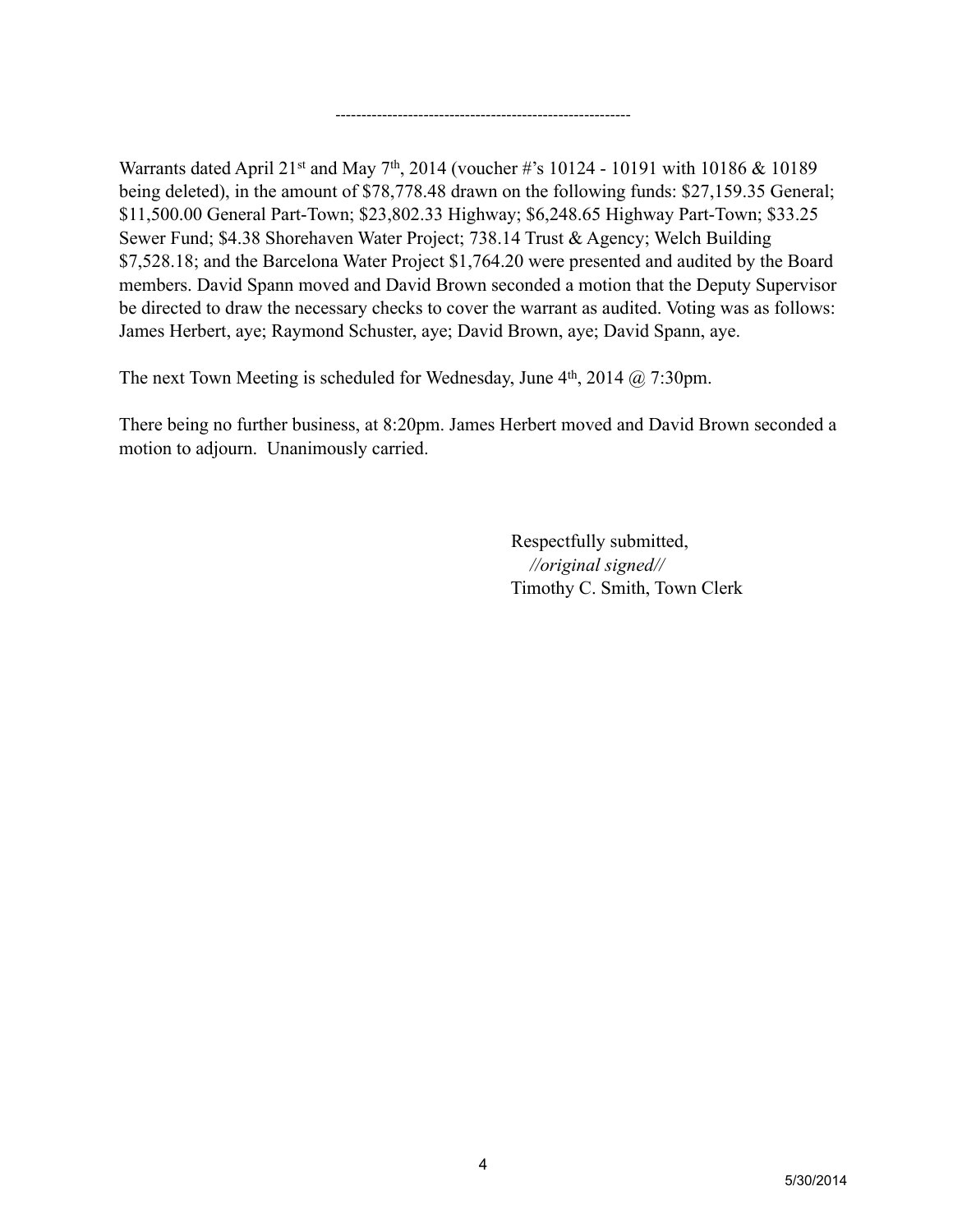---------------------------------------------------------

Warrants dated April 21st and May 7th, 2014 (voucher #'s 10124 - 10191 with 10186 & 10189 being deleted), in the amount of $78,778.48 drawn on the following funds: $27,159.35 General; $11,500.00 General Part-Town; $23,802.33 Highway; $6,248.65 Highway Part-Town; $33.25 Sewer Fund; $4.38 Shorehaven Water Project; 738.14 Trust & Agency; Welch Building $7,528.18; and the Barcelona Water Project $1,764.20 were presented and audited by the Board members. David Spann moved and David Brown seconded a motion that the Deputy Supervisor be directed to draw the necessary checks to cover the warrant as audited. Voting was as follows: James Herbert, aye; Raymond Schuster, aye; David Brown, aye; David Spann, aye.

The next Town Meeting is scheduled for Wednesday, June 4th, 2014 @ 7:30pm.

There being no further business, at 8:20pm. James Herbert moved and David Brown seconded a motion to adjourn. Unanimously carried.

Respectfully submitted,
*//original signed//*
Timothy C. Smith, Town Clerk

5/30/2014